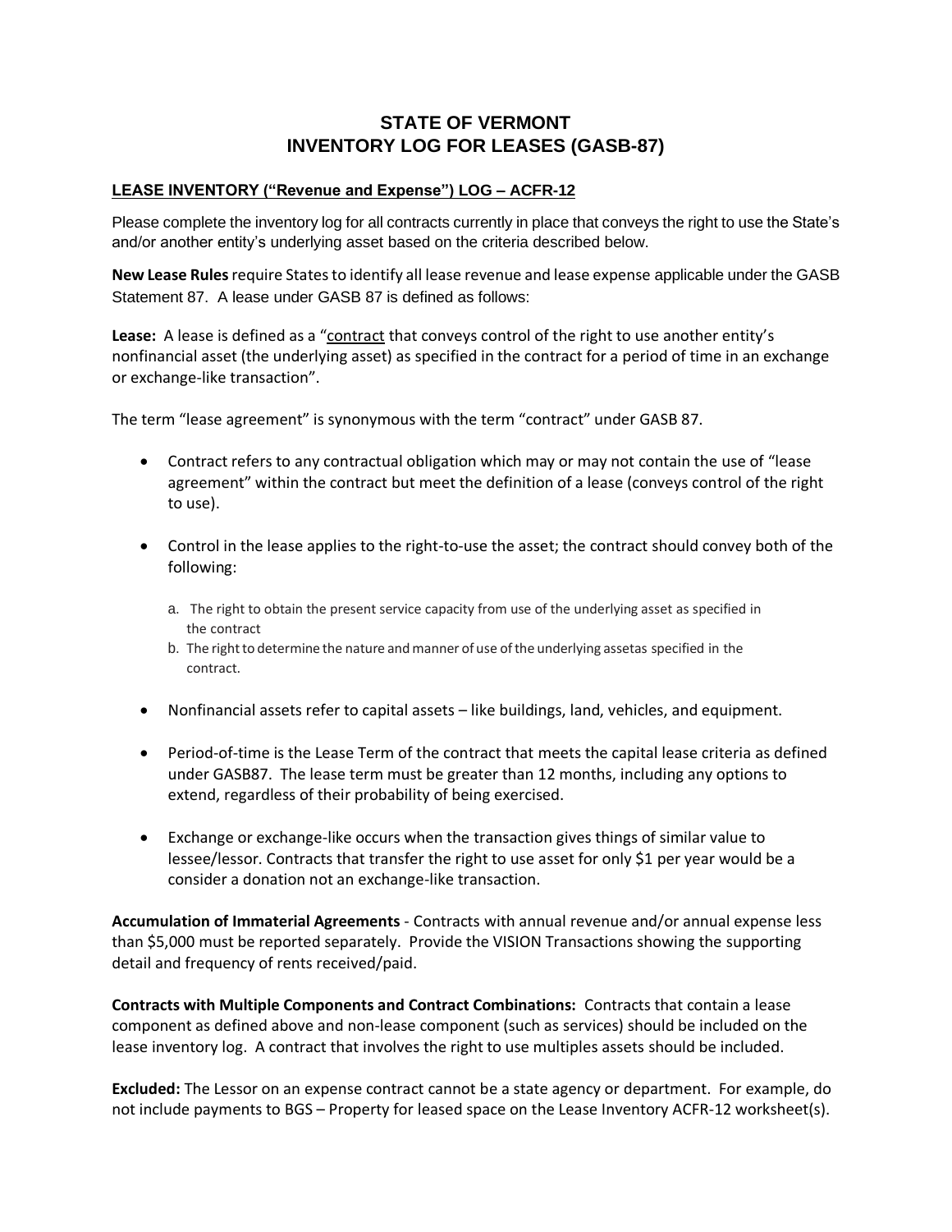# STATE OF VERMONT
# INVENTORY LOG FOR LEASES (GASB-87)

## LEASE INVENTORY ("Revenue and Expense") LOG – ACFR-12

Please complete the inventory log for all contracts currently in place that conveys the right to use the State's and/or another entity's underlying asset based on the criteria described below.

**New Lease Rules** require States to identify all lease revenue and lease expense applicable under the GASB Statement 87. A lease under GASB 87 is defined as follows:

**Lease:** A lease is defined as a "contract that conveys control of the right to use another entity's nonfinancial asset (the underlying asset) as specified in the contract for a period of time in an exchange or exchange-like transaction".

The term "lease agreement" is synonymous with the term "contract" under GASB 87.

- Contract refers to any contractual obligation which may or may not contain the use of "lease agreement" within the contract but meet the definition of a lease (conveys control of the right to use).
- Control in the lease applies to the right-to-use the asset; the contract should convey both of the following:
  a. The right to obtain the present service capacity from use of the underlying asset as specified in the contract
  b. The right to determine the nature and manner of use of the underlying assetas specified in the contract.
- Nonfinancial assets refer to capital assets – like buildings, land, vehicles, and equipment.
- Period-of-time is the Lease Term of the contract that meets the capital lease criteria as defined under GASB87. The lease term must be greater than 12 months, including any options to extend, regardless of their probability of being exercised.
- Exchange or exchange-like occurs when the transaction gives things of similar value to lessee/lessor. Contracts that transfer the right to use asset for only $1 per year would be a consider a donation not an exchange-like transaction.

**Accumulation of Immaterial Agreements** - Contracts with annual revenue and/or annual expense less than $5,000 must be reported separately. Provide the VISION Transactions showing the supporting detail and frequency of rents received/paid.

**Contracts with Multiple Components and Contract Combinations:** Contracts that contain a lease component as defined above and non-lease component (such as services) should be included on the lease inventory log. A contract that involves the right to use multiples assets should be included.

**Excluded:** The Lessor on an expense contract cannot be a state agency or department. For example, do not include payments to BGS – Property for leased space on the Lease Inventory ACFR-12 worksheet(s).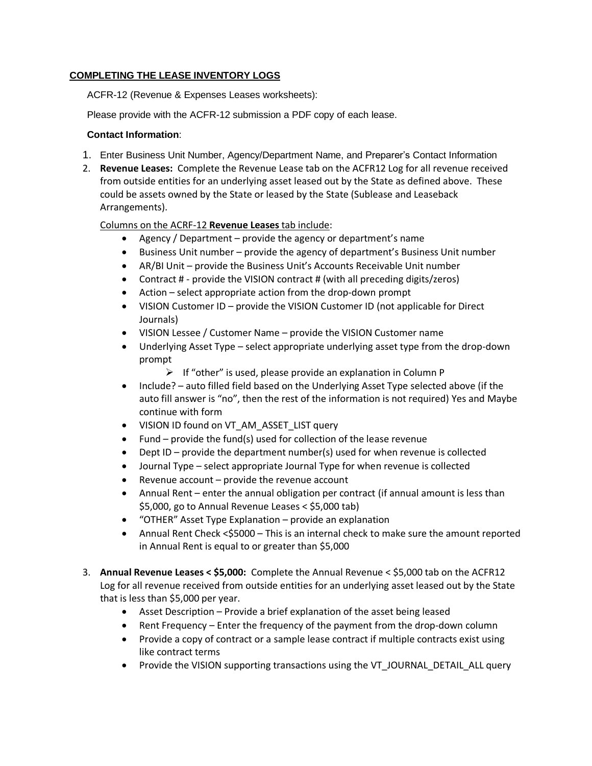## COMPLETING THE LEASE INVENTORY LOGS

ACFR-12 (Revenue & Expenses Leases worksheets):

Please provide with the ACFR-12 submission a PDF copy of each lease.

**Contact Information**:

1. Enter Business Unit Number, Agency/Department Name, and Preparer's Contact Information
2. **Revenue Leases:** Complete the Revenue Lease tab on the ACFR12 Log for all revenue received from outside entities for an underlying asset leased out by the State as defined above. These could be assets owned by the State or leased by the State (Sublease and Leaseback Arrangements).

   Columns on the ACRF-12 **Revenue Leases** tab include:

   - Agency / Department – provide the agency or department's name
   - Business Unit number – provide the agency of department's Business Unit number
   - AR/BI Unit – provide the Business Unit's Accounts Receivable Unit number
   - Contract # - provide the VISION contract # (with all preceding digits/zeros)
   - Action – select appropriate action from the drop-down prompt
   - VISION Customer ID – provide the VISION Customer ID (not applicable for Direct Journals)
   - VISION Lessee / Customer Name – provide the VISION Customer name
   - Underlying Asset Type – select appropriate underlying asset type from the drop-down prompt
     - If "other" is used, please provide an explanation in Column P
   - Include? – auto filled field based on the Underlying Asset Type selected above (if the auto fill answer is "no", then the rest of the information is not required) Yes and Maybe continue with form
   - VISION ID found on VT_AM_ASSET_LIST query
   - Fund – provide the fund(s) used for collection of the lease revenue
   - Dept ID – provide the department number(s) used for when revenue is collected
   - Journal Type – select appropriate Journal Type for when revenue is collected
   - Revenue account – provide the revenue account
   - Annual Rent – enter the annual obligation per contract (if annual amount is less than $5,000, go to Annual Revenue Leases < $5,000 tab)
   - "OTHER" Asset Type Explanation – provide an explanation
   - Annual Rent Check <$5000 – This is an internal check to make sure the amount reported in Annual Rent is equal to or greater than $5,000

3. **Annual Revenue Leases < $5,000:** Complete the Annual Revenue < $5,000 tab on the ACFR12 Log for all revenue received from outside entities for an underlying asset leased out by the State that is less than $5,000 per year.
   - Asset Description – Provide a brief explanation of the asset being leased
   - Rent Frequency – Enter the frequency of the payment from the drop-down column
   - Provide a copy of contract or a sample lease contract if multiple contracts exist using like contract terms
   - Provide the VISION supporting transactions using the VT_JOURNAL_DETAIL_ALL query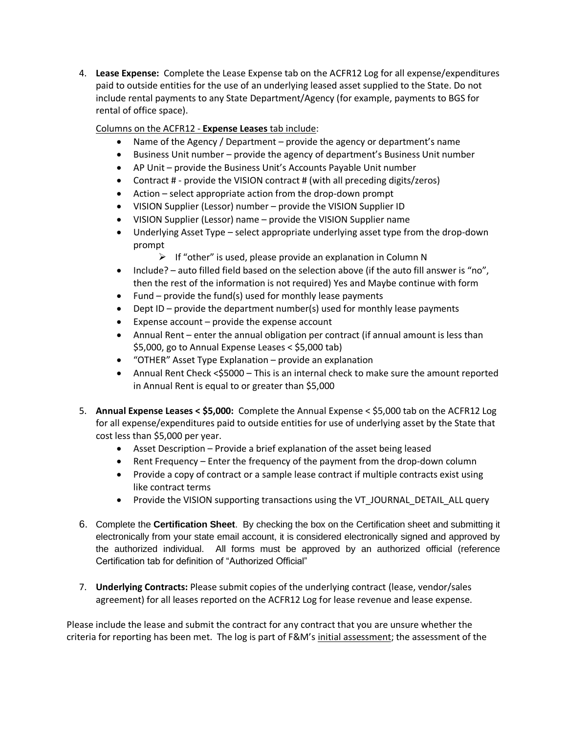4. **Lease Expense:** Complete the Lease Expense tab on the ACFR12 Log for all expense/expenditures paid to outside entities for the use of an underlying leased asset supplied to the State. Do not include rental payments to any State Department/Agency (for example, payments to BGS for rental of office space).

   Columns on the ACFR12 - **Expense Leases** tab include:

   - Name of the Agency / Department – provide the agency or department's name
   - Business Unit number – provide the agency of department's Business Unit number
   - AP Unit – provide the Business Unit's Accounts Payable Unit number
   - Contract # - provide the VISION contract # (with all preceding digits/zeros)
   - Action – select appropriate action from the drop-down prompt
   - VISION Supplier (Lessor) number – provide the VISION Supplier ID
   - VISION Supplier (Lessor) name – provide the VISION Supplier name
   - Underlying Asset Type – select appropriate underlying asset type from the drop-down prompt
     - If "other" is used, please provide an explanation in Column N
   - Include? – auto filled field based on the selection above (if the auto fill answer is "no", then the rest of the information is not required) Yes and Maybe continue with form
   - Fund – provide the fund(s) used for monthly lease payments
   - Dept ID – provide the department number(s) used for monthly lease payments
   - Expense account – provide the expense account
   - Annual Rent – enter the annual obligation per contract (if annual amount is less than $5,000, go to Annual Expense Leases < $5,000 tab)
   - "OTHER" Asset Type Explanation – provide an explanation
   - Annual Rent Check <$5000 – This is an internal check to make sure the amount reported in Annual Rent is equal to or greater than $5,000

5. **Annual Expense Leases < $5,000:** Complete the Annual Expense < $5,000 tab on the ACFR12 Log for all expense/expenditures paid to outside entities for use of underlying asset by the State that cost less than $5,000 per year.
   - Asset Description – Provide a brief explanation of the asset being leased
   - Rent Frequency – Enter the frequency of the payment from the drop-down column
   - Provide a copy of contract or a sample lease contract if multiple contracts exist using like contract terms
   - Provide the VISION supporting transactions using the VT_JOURNAL_DETAIL_ALL query

6. Complete the **Certification Sheet**. By checking the box on the Certification sheet and submitting it electronically from your state email account, it is considered electronically signed and approved by the authorized individual. All forms must be approved by an authorized official (reference Certification tab for definition of "Authorized Official"

7. **Underlying Contracts:** Please submit copies of the underlying contract (lease, vendor/sales agreement) for all leases reported on the ACFR12 Log for lease revenue and lease expense.

Please include the lease and submit the contract for any contract that you are unsure whether the criteria for reporting has been met. The log is part of F&M's initial assessment; the assessment of the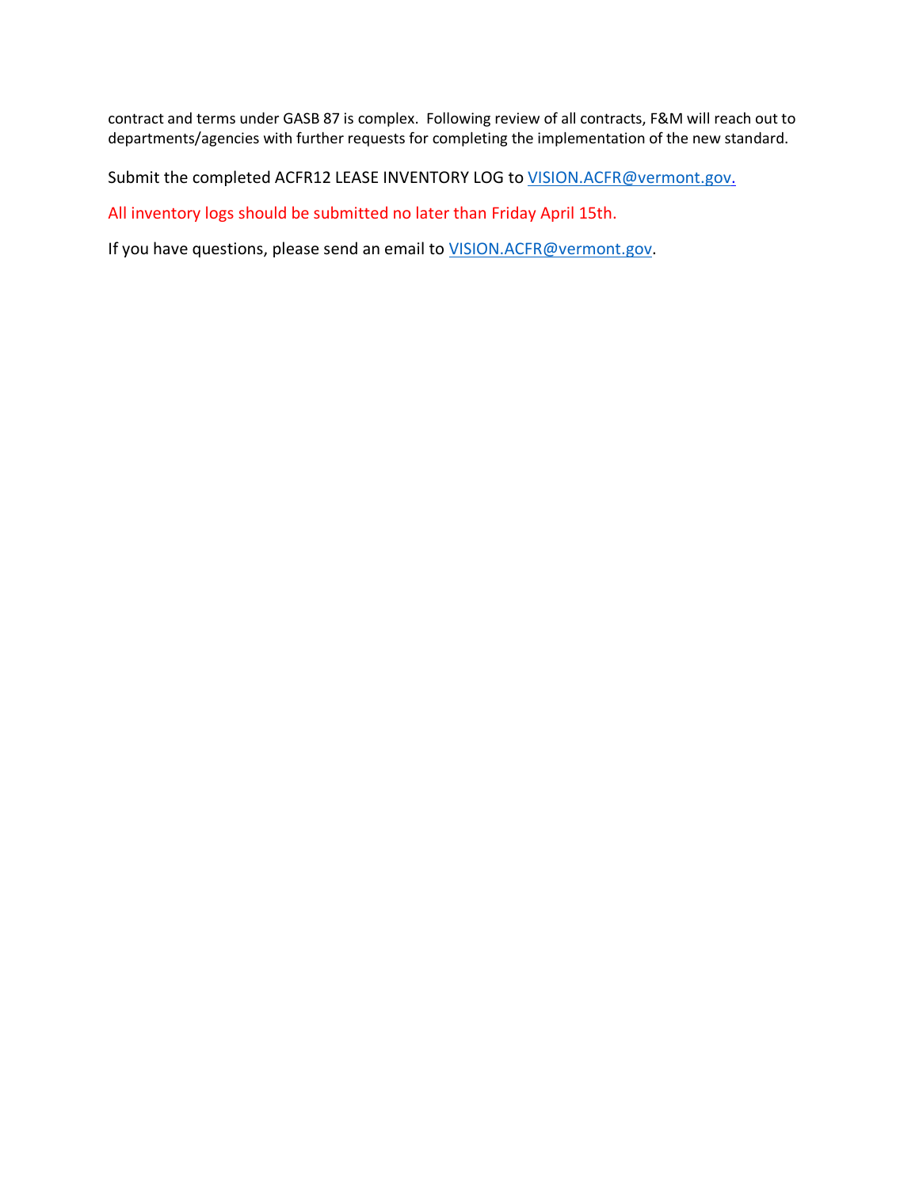contract and terms under GASB 87 is complex. Following review of all contracts, F&M will reach out to departments/agencies with further requests for completing the implementation of the new standard.

Submit the completed ACFR12 LEASE INVENTORY LOG to VISION.ACFR@vermont.gov.

All inventory logs should be submitted no later than Friday April 15th.

If you have questions, please send an email to VISION.ACFR@vermont.gov.